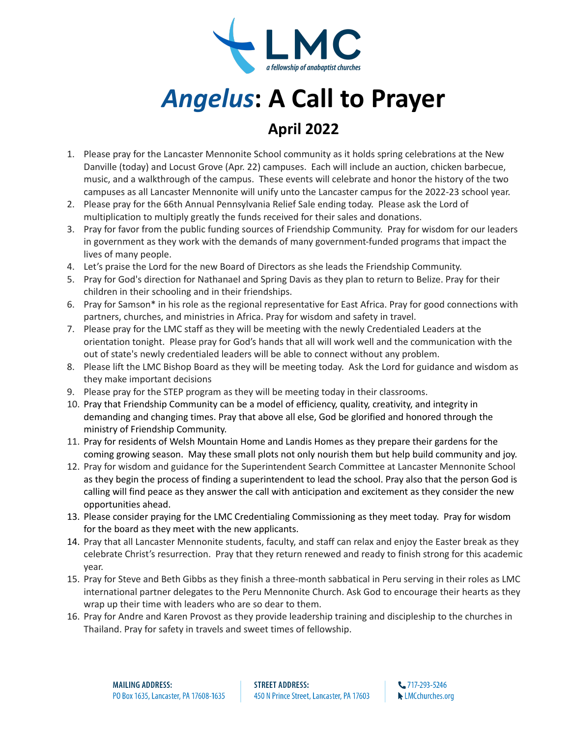LMC

*a fellowship of anabaptist churches*

# *Angelus*: A Call to Prayer

## April 2022

1. Please pray for the Lancaster Mennonite School community as it holds spring celebrations at the New Danville (today) and Locust Grove (Apr. 22) campuses. Each will include an auction, chicken barbecue, music, and a walkthrough of the campus. These events will celebrate and honor the history of the two campuses as all Lancaster Mennonite will unify unto the Lancaster campus for the 2022-23 school year.
2. Please pray for the 66th Annual Pennsylvania Relief Sale ending today. Please ask the Lord of multiplication to multiply greatly the funds received for their sales and donations.
3. Pray for favor from the public funding sources of Friendship Community. Pray for wisdom for our leaders in government as they work with the demands of many government-funded programs that impact the lives of many people.
4. Let's praise the Lord for the new Board of Directors as she leads the Friendship Community.
5. Pray for God's direction for Nathanael and Spring Davis as they plan to return to Belize. Pray for their children in their schooling and in their friendships.
6. Pray for Samson* in his role as the regional representative for East Africa. Pray for good connections with partners, churches, and ministries in Africa. Pray for wisdom and safety in travel.
7. Please pray for the LMC staff as they will be meeting with the newly Credentialed Leaders at the orientation tonight. Please pray for God's hands that all will work well and the communication with the out of state's newly credentialed leaders will be able to connect without any problem.
8. Please lift the LMC Bishop Board as they will be meeting today. Ask the Lord for guidance and wisdom as they make important decisions
9. Please pray for the STEP program as they will be meeting today in their classrooms.
10. Pray that Friendship Community can be a model of efficiency, quality, creativity, and integrity in demanding and changing times. Pray that above all else, God be glorified and honored through the ministry of Friendship Community.
11. Pray for residents of Welsh Mountain Home and Landis Homes as they prepare their gardens for the coming growing season. May these small plots not only nourish them but help build community and joy.
12. Pray for wisdom and guidance for the Superintendent Search Committee at Lancaster Mennonite School as they begin the process of finding a superintendent to lead the school. Pray also that the person God is calling will find peace as they answer the call with anticipation and excitement as they consider the new opportunities ahead.
13. Please consider praying for the LMC Credentialing Commissioning as they meet today. Pray for wisdom for the board as they meet with the new applicants.
14. Pray that all Lancaster Mennonite students, faculty, and staff can relax and enjoy the Easter break as they celebrate Christ's resurrection. Pray that they return renewed and ready to finish strong for this academic year.
15. Pray for Steve and Beth Gibbs as they finish a three-month sabbatical in Peru serving in their roles as LMC international partner delegates to the Peru Mennonite Church. Ask God to encourage their hearts as they wrap up their time with leaders who are so dear to them.
16. Pray for Andre and Karen Provost as they provide leadership training and discipleship to the churches in Thailand. Pray for safety in travels and sweet times of fellowship.

**MAILING ADDRESS:**
PO Box 1635, Lancaster, PA 17608-1635

**STREET ADDRESS:**
450 N Prince Street, Lancaster, PA 17603

717-293-5246
LMCchurches.org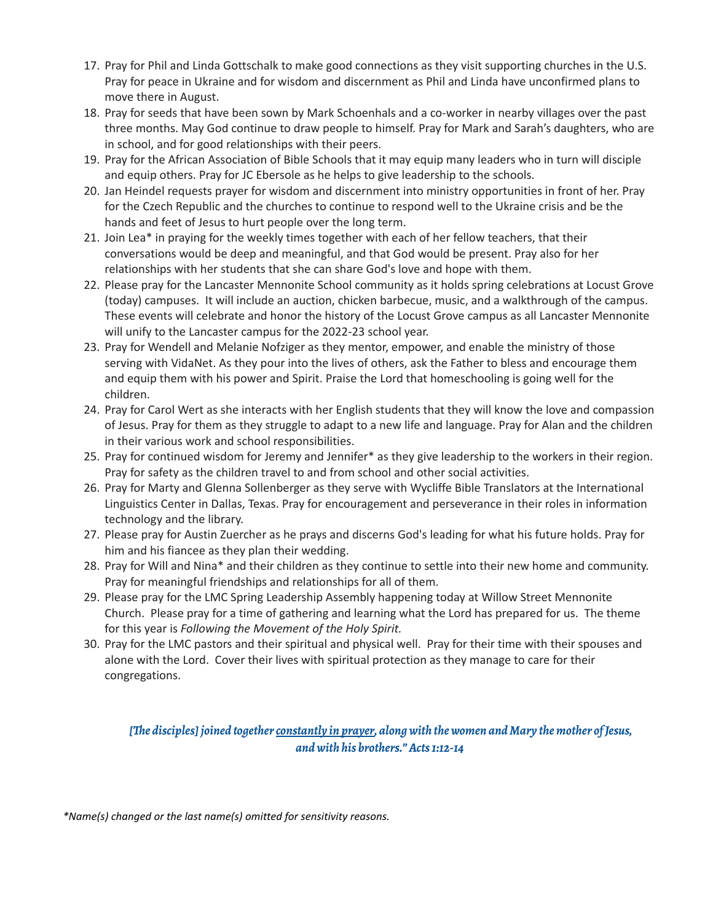17. Pray for Phil and Linda Gottschalk to make good connections as they visit supporting churches in the U.S. Pray for peace in Ukraine and for wisdom and discernment as Phil and Linda have unconfirmed plans to move there in August.
18. Pray for seeds that have been sown by Mark Schoenhals and a co-worker in nearby villages over the past three months. May God continue to draw people to himself. Pray for Mark and Sarah's daughters, who are in school, and for good relationships with their peers.
19. Pray for the African Association of Bible Schools that it may equip many leaders who in turn will disciple and equip others. Pray for JC Ebersole as he helps to give leadership to the schools.
20. Jan Heindel requests prayer for wisdom and discernment into ministry opportunities in front of her. Pray for the Czech Republic and the churches to continue to respond well to the Ukraine crisis and be the hands and feet of Jesus to hurt people over the long term.
21. Join Lea* in praying for the weekly times together with each of her fellow teachers, that their conversations would be deep and meaningful, and that God would be present. Pray also for her relationships with her students that she can share God's love and hope with them.
22. Please pray for the Lancaster Mennonite School community as it holds spring celebrations at Locust Grove (today) campuses. It will include an auction, chicken barbecue, music, and a walkthrough of the campus. These events will celebrate and honor the history of the Locust Grove campus as all Lancaster Mennonite will unify to the Lancaster campus for the 2022-23 school year.
23. Pray for Wendell and Melanie Nofziger as they mentor, empower, and enable the ministry of those serving with VidaNet. As they pour into the lives of others, ask the Father to bless and encourage them and equip them with his power and Spirit. Praise the Lord that homeschooling is going well for the children.
24. Pray for Carol Wert as she interacts with her English students that they will know the love and compassion of Jesus. Pray for them as they struggle to adapt to a new life and language. Pray for Alan and the children in their various work and school responsibilities.
25. Pray for continued wisdom for Jeremy and Jennifer* as they give leadership to the workers in their region. Pray for safety as the children travel to and from school and other social activities.
26. Pray for Marty and Glenna Sollenberger as they serve with Wycliffe Bible Translators at the International Linguistics Center in Dallas, Texas. Pray for encouragement and perseverance in their roles in information technology and the library.
27. Please pray for Austin Zuercher as he prays and discerns God's leading for what his future holds. Pray for him and his fiancee as they plan their wedding.
28. Pray for Will and Nina* and their children as they continue to settle into their new home and community. Pray for meaningful friendships and relationships for all of them.
29. Please pray for the LMC Spring Leadership Assembly happening today at Willow Street Mennonite Church. Please pray for a time of gathering and learning what the Lord has prepared for us. The theme for this year is *Following the Movement of the Holy Spirit.*
30. Pray for the LMC pastors and their spiritual and physical well. Pray for their time with their spouses and alone with the Lord. Cover their lives with spiritual protection as they manage to care for their congregations.

***[The disciples] joined together constantly in prayer, along with the women and Mary the mother of Jesus, and with his brothers." Acts 1:12-14***

**Name(s) changed or the last name(s) omitted for sensitivity reasons.*